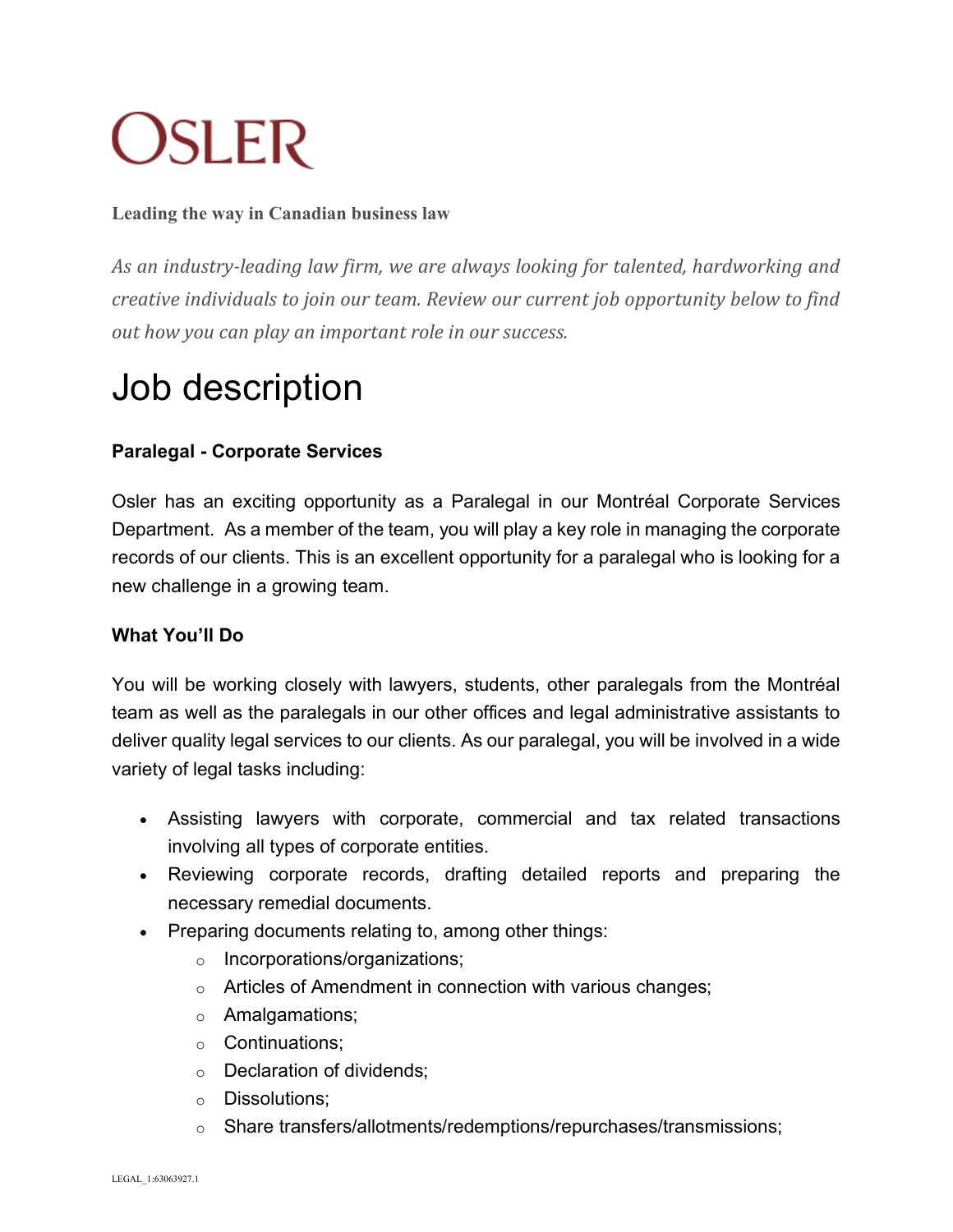# OSLER

**Leading the way in Canadian business law**

*As an industry-leading law firm, we are always looking for talented, hardworking and creative individuals to join our team. Review our current job opportunity below to find out how you can play an important role in our success.*

# Job description

**Paralegal - Corporate Services**

Osler has an exciting opportunity as a Paralegal in our Montréal Corporate Services Department. As a member of the team, you will play a key role in managing the corporate records of our clients. This is an excellent opportunity for a paralegal who is looking for a new challenge in a growing team.

**What You'll Do**

You will be working closely with lawyers, students, other paralegals from the Montréal team as well as the paralegals in our other offices and legal administrative assistants to deliver quality legal services to our clients. As our paralegal, you will be involved in a wide variety of legal tasks including:

- Assisting lawyers with corporate, commercial and tax related transactions involving all types of corporate entities.
- Reviewing corporate records, drafting detailed reports and preparing the necessary remedial documents.
- Preparing documents relating to, among other things:
  - Incorporations/organizations;
  - Articles of Amendment in connection with various changes;
  - Amalgamations;
  - Continuations;
  - Declaration of dividends;
  - Dissolutions;
  - Share transfers/allotments/redemptions/repurchases/transmissions;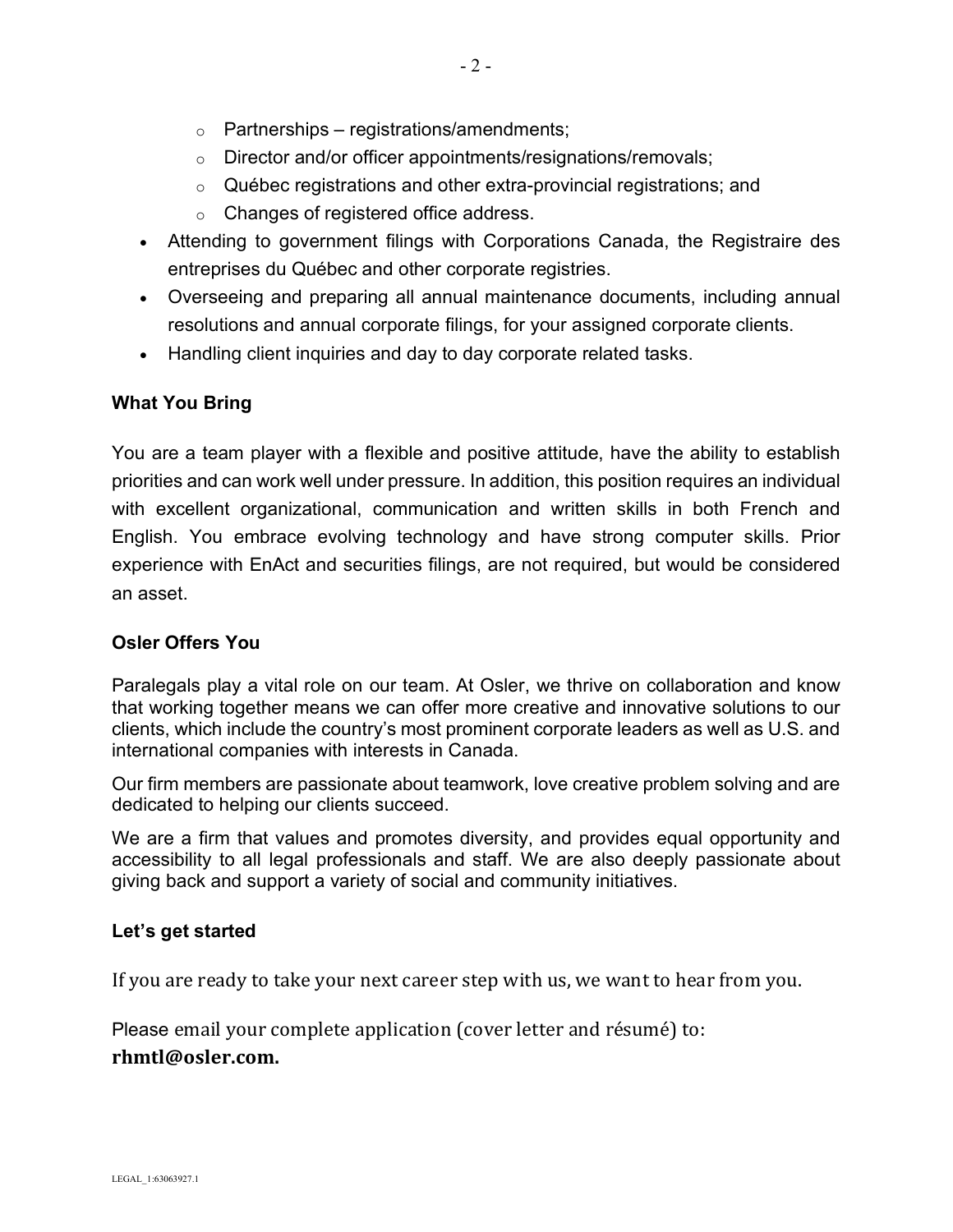- Partnerships – registrations/amendments;
  - Director and/or officer appointments/resignations/removals;
  - Québec registrations and other extra-provincial registrations; and
  - Changes of registered office address.
- Attending to government filings with Corporations Canada, the Registraire des entreprises du Québec and other corporate registries.
- Overseeing and preparing all annual maintenance documents, including annual resolutions and annual corporate filings, for your assigned corporate clients.
- Handling client inquiries and day to day corporate related tasks.

**What You Bring**

You are a team player with a flexible and positive attitude, have the ability to establish priorities and can work well under pressure. In addition, this position requires an individual with excellent organizational, communication and written skills in both French and English. You embrace evolving technology and have strong computer skills. Prior experience with EnAct and securities filings, are not required, but would be considered an asset.

**Osler Offers You**

Paralegals play a vital role on our team. At Osler, we thrive on collaboration and know that working together means we can offer more creative and innovative solutions to our clients, which include the country's most prominent corporate leaders as well as U.S. and international companies with interests in Canada.

Our firm members are passionate about teamwork, love creative problem solving and are dedicated to helping our clients succeed.

We are a firm that values and promotes diversity, and provides equal opportunity and accessibility to all legal professionals and staff. We are also deeply passionate about giving back and support a variety of social and community initiatives.

**Let's get started**

If you are ready to take your next career step with us, we want to hear from you.

Please email your complete application (cover letter and résumé) to:
**rhmtl@osler.com.**

LEGAL_1:63063927.1